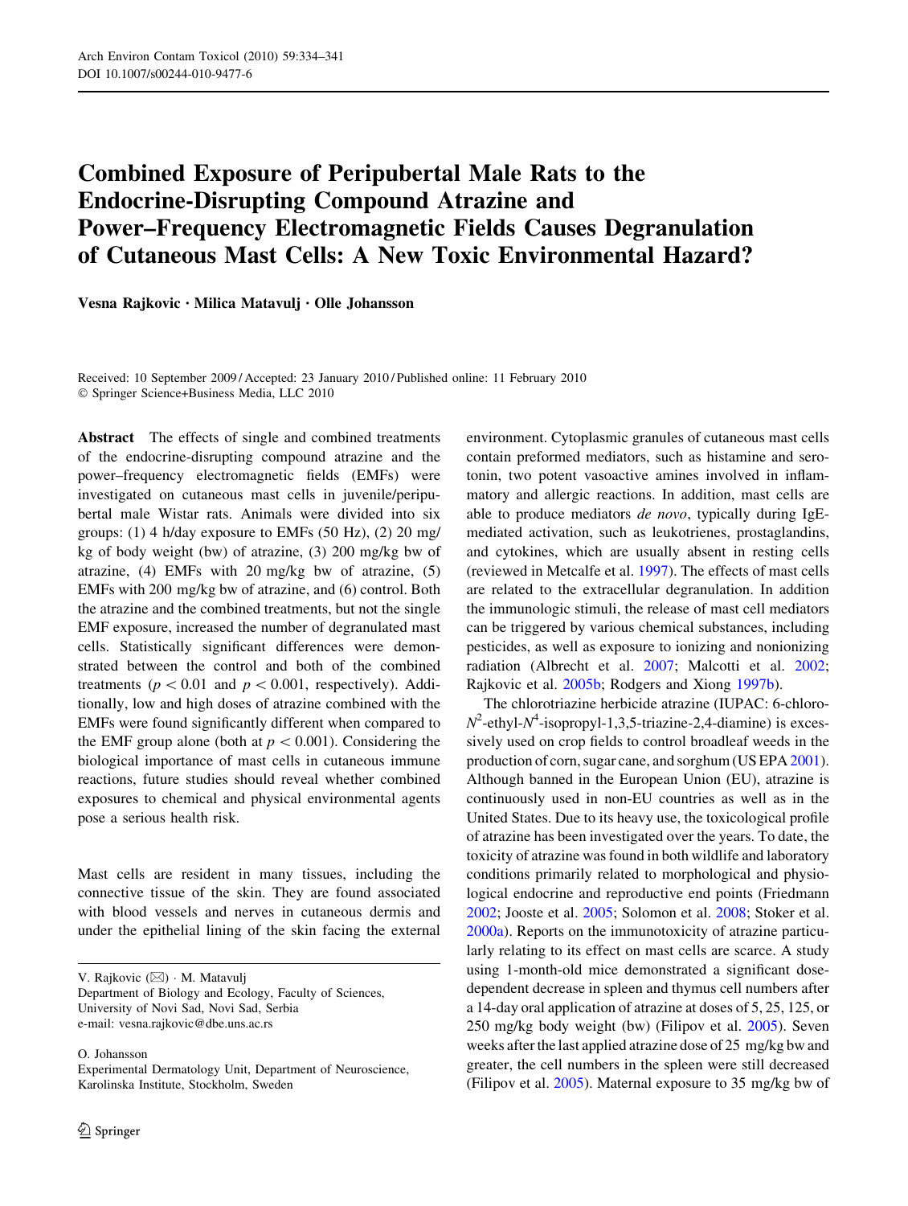# Combined Exposure of Peripubertal Male Rats to the Endocrine-Disrupting Compound Atrazine and Power–Frequency Electromagnetic Fields Causes Degranulation of Cutaneous Mast Cells: A New Toxic Environmental Hazard?

**Vesna Rajkovic · Milica Matavulj · Olle Johansson**

Received: 10 September 2009 / Accepted: 23 January 2010 / Published online: 11 February 2010
© Springer Science+Business Media, LLC 2010

**Abstract** The effects of single and combined treatments of the endocrine-disrupting compound atrazine and the power–frequency electromagnetic fields (EMFs) were investigated on cutaneous mast cells in juvenile/peripubertal male Wistar rats. Animals were divided into six groups: (1) 4 h/day exposure to EMFs (50 Hz), (2) 20 mg/kg of body weight (bw) of atrazine, (3) 200 mg/kg bw of atrazine, (4) EMFs with 20 mg/kg bw of atrazine, (5) EMFs with 200 mg/kg bw of atrazine, and (6) control. Both the atrazine and the combined treatments, but not the single EMF exposure, increased the number of degranulated mast cells. Statistically significant differences were demonstrated between the control and both of the combined treatments ($p < 0.01$ and $p < 0.001$, respectively). Additionally, low and high doses of atrazine combined with the EMFs were found significantly different when compared to the EMF group alone (both at $p < 0.001$). Considering the biological importance of mast cells in cutaneous immune reactions, future studies should reveal whether combined exposures to chemical and physical environmental agents pose a serious health risk.

Mast cells are resident in many tissues, including the connective tissue of the skin. They are found associated with blood vessels and nerves in cutaneous dermis and under the epithelial lining of the skin facing the external environment. Cytoplasmic granules of cutaneous mast cells contain preformed mediators, such as histamine and serotonin, two potent vasoactive amines involved in inflammatory and allergic reactions. In addition, mast cells are able to produce mediators *de novo*, typically during IgE-mediated activation, such as leukotrienes, prostaglandins, and cytokines, which are usually absent in resting cells (reviewed in Metcalfe et al. 1997). The effects of mast cells are related to the extracellular degranulation. In addition the immunologic stimuli, the release of mast cell mediators can be triggered by various chemical substances, including pesticides, as well as exposure to ionizing and nonionizing radiation (Albrecht et al. 2007; Malcotti et al. 2002; Rajkovic et al. 2005b; Rodgers and Xiong 1997b).

The chlorotriazine herbicide atrazine (IUPAC: 6-chloro-$N^2$-ethyl-$N^4$-isopropyl-1,3,5-triazine-2,4-diamine) is excessively used on crop fields to control broadleaf weeds in the production of corn, sugar cane, and sorghum (US EPA 2001). Although banned in the European Union (EU), atrazine is continuously used in non-EU countries as well as in the United States. Due to its heavy use, the toxicological profile of atrazine has been investigated over the years. To date, the toxicity of atrazine was found in both wildlife and laboratory conditions primarily related to morphological and physiological endocrine and reproductive end points (Friedmann 2002; Jooste et al. 2005; Solomon et al. 2008; Stoker et al. 2000a). Reports on the immunotoxicity of atrazine particularly relating to its effect on mast cells are scarce. A study using 1-month-old mice demonstrated a significant dose-dependent decrease in spleen and thymus cell numbers after a 14-day oral application of atrazine at doses of 5, 25, 125, or 250 mg/kg body weight (bw) (Filipov et al. 2005). Seven weeks after the last applied atrazine dose of 25 mg/kg bw and greater, the cell numbers in the spleen were still decreased (Filipov et al. 2005). Maternal exposure to 35 mg/kg bw of

V. Rajkovic (✉) · M. Matavulj
Department of Biology and Ecology, Faculty of Sciences, University of Novi Sad, Novi Sad, Serbia
e-mail: vesna.rajkovic@dbe.uns.ac.rs

O. Johansson
Experimental Dermatology Unit, Department of Neuroscience, Karolinska Institute, Stockholm, Sweden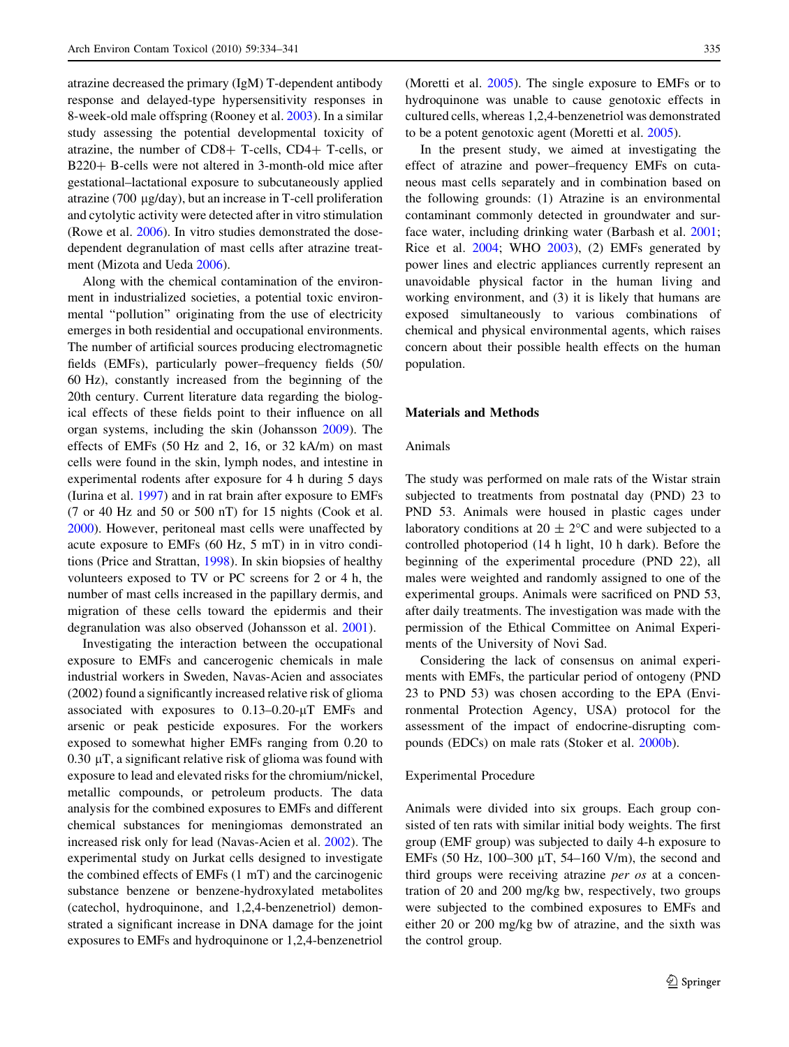atrazine decreased the primary (IgM) T-dependent antibody response and delayed-type hypersensitivity responses in 8-week-old male offspring (Rooney et al. 2003). In a similar study assessing the potential developmental toxicity of atrazine, the number of CD8+ T-cells, CD4+ T-cells, or B220+ B-cells were not altered in 3-month-old mice after gestational–lactational exposure to subcutaneously applied atrazine (700 μg/day), but an increase in T-cell proliferation and cytolytic activity were detected after in vitro stimulation (Rowe et al. 2006). In vitro studies demonstrated the dose-dependent degranulation of mast cells after atrazine treatment (Mizota and Ueda 2006).

Along with the chemical contamination of the environment in industrialized societies, a potential toxic environmental "pollution" originating from the use of electricity emerges in both residential and occupational environments. The number of artificial sources producing electromagnetic fields (EMFs), particularly power–frequency fields (50/60 Hz), constantly increased from the beginning of the 20th century. Current literature data regarding the biological effects of these fields point to their influence on all organ systems, including the skin (Johansson 2009). The effects of EMFs (50 Hz and 2, 16, or 32 kA/m) on mast cells were found in the skin, lymph nodes, and intestine in experimental rodents after exposure for 4 h during 5 days (Iurina et al. 1997) and in rat brain after exposure to EMFs (7 or 40 Hz and 50 or 500 nT) for 15 nights (Cook et al. 2000). However, peritoneal mast cells were unaffected by acute exposure to EMFs (60 Hz, 5 mT) in in vitro conditions (Price and Strattan, 1998). In skin biopsies of healthy volunteers exposed to TV or PC screens for 2 or 4 h, the number of mast cells increased in the papillary dermis, and migration of these cells toward the epidermis and their degranulation was also observed (Johansson et al. 2001).

Investigating the interaction between the occupational exposure to EMFs and cancerogenic chemicals in male industrial workers in Sweden, Navas-Acien and associates (2002) found a significantly increased relative risk of glioma associated with exposures to 0.13–0.20-μT EMFs and arsenic or peak pesticide exposures. For the workers exposed to somewhat higher EMFs ranging from 0.20 to 0.30 μT, a significant relative risk of glioma was found with exposure to lead and elevated risks for the chromium/nickel, metallic compounds, or petroleum products. The data analysis for the combined exposures to EMFs and different chemical substances for meningiomas demonstrated an increased risk only for lead (Navas-Acien et al. 2002). The experimental study on Jurkat cells designed to investigate the combined effects of EMFs (1 mT) and the carcinogenic substance benzene or benzene-hydroxylated metabolites (catechol, hydroquinone, and 1,2,4-benzenetriol) demonstrated a significant increase in DNA damage for the joint exposures to EMFs and hydroquinone or 1,2,4-benzenetriol (Moretti et al. 2005). The single exposure to EMFs or to hydroquinone was unable to cause genotoxic effects in cultured cells, whereas 1,2,4-benzenetriol was demonstrated to be a potent genotoxic agent (Moretti et al. 2005).

In the present study, we aimed at investigating the effect of atrazine and power–frequency EMFs on cutaneous mast cells separately and in combination based on the following grounds: (1) Atrazine is an environmental contaminant commonly detected in groundwater and surface water, including drinking water (Barbash et al. 2001; Rice et al. 2004; WHO 2003), (2) EMFs generated by power lines and electric appliances currently represent an unavoidable physical factor in the human living and working environment, and (3) it is likely that humans are exposed simultaneously to various combinations of chemical and physical environmental agents, which raises concern about their possible health effects on the human population.

## Materials and Methods

### Animals

The study was performed on male rats of the Wistar strain subjected to treatments from postnatal day (PND) 23 to PND 53. Animals were housed in plastic cages under laboratory conditions at 20 ± 2°C and were subjected to a controlled photoperiod (14 h light, 10 h dark). Before the beginning of the experimental procedure (PND 22), all males were weighted and randomly assigned to one of the experimental groups. Animals were sacrificed on PND 53, after daily treatments. The investigation was made with the permission of the Ethical Committee on Animal Experiments of the University of Novi Sad.

Considering the lack of consensus on animal experiments with EMFs, the particular period of ontogeny (PND 23 to PND 53) was chosen according to the EPA (Environmental Protection Agency, USA) protocol for the assessment of the impact of endocrine-disrupting compounds (EDCs) on male rats (Stoker et al. 2000b).

### Experimental Procedure

Animals were divided into six groups. Each group consisted of ten rats with similar initial body weights. The first group (EMF group) was subjected to daily 4-h exposure to EMFs (50 Hz, 100–300 μT, 54–160 V/m), the second and third groups were receiving atrazine *per os* at a concentration of 20 and 200 mg/kg bw, respectively, two groups were subjected to the combined exposures to EMFs and either 20 or 200 mg/kg bw of atrazine, and the sixth was the control group.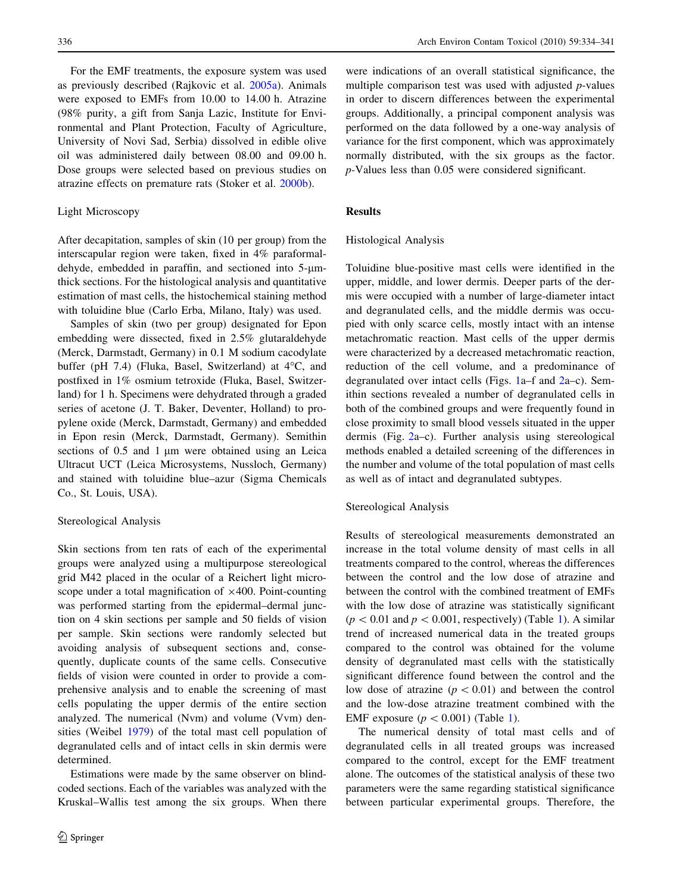For the EMF treatments, the exposure system was used as previously described (Rajkovic et al. 2005a). Animals were exposed to EMFs from 10.00 to 14.00 h. Atrazine (98% purity, a gift from Sanja Lazic, Institute for Environmental and Plant Protection, Faculty of Agriculture, University of Novi Sad, Serbia) dissolved in edible olive oil was administered daily between 08.00 and 09.00 h. Dose groups were selected based on previous studies on atrazine effects on premature rats (Stoker et al. 2000b).

### Light Microscopy

After decapitation, samples of skin (10 per group) from the interscapular region were taken, fixed in 4% paraformaldehyde, embedded in paraffin, and sectioned into 5-μm-thick sections. For the histological analysis and quantitative estimation of mast cells, the histochemical staining method with toluidine blue (Carlo Erba, Milano, Italy) was used.

Samples of skin (two per group) designated for Epon embedding were dissected, fixed in 2.5% glutaraldehyde (Merck, Darmstadt, Germany) in 0.1 M sodium cacodylate buffer (pH 7.4) (Fluka, Basel, Switzerland) at 4°C, and postfixed in 1% osmium tetroxide (Fluka, Basel, Switzerland) for 1 h. Specimens were dehydrated through a graded series of acetone (J. T. Baker, Deventer, Holland) to propylene oxide (Merck, Darmstadt, Germany) and embedded in Epon resin (Merck, Darmstadt, Germany). Semithin sections of 0.5 and 1 μm were obtained using an Leica Ultracut UCT (Leica Microsystems, Nussloch, Germany) and stained with toluidine blue–azur (Sigma Chemicals Co., St. Louis, USA).

### Stereological Analysis

Skin sections from ten rats of each of the experimental groups were analyzed using a multipurpose stereological grid M42 placed in the ocular of a Reichert light microscope under a total magnification of ×400. Point-counting was performed starting from the epidermal–dermal junction on 4 skin sections per sample and 50 fields of vision per sample. Skin sections were randomly selected but avoiding analysis of subsequent sections and, consequently, duplicate counts of the same cells. Consecutive fields of vision were counted in order to provide a comprehensive analysis and to enable the screening of mast cells populating the upper dermis of the entire section analyzed. The numerical (Nvm) and volume (Vvm) densities (Weibel 1979) of the total mast cell population of degranulated cells and of intact cells in skin dermis were determined.

Estimations were made by the same observer on blind-coded sections. Each of the variables was analyzed with the Kruskal–Wallis test among the six groups. When there were indications of an overall statistical significance, the multiple comparison test was used with adjusted *p*-values in order to discern differences between the experimental groups. Additionally, a principal component analysis was performed on the data followed by a one-way analysis of variance for the first component, which was approximately normally distributed, with the six groups as the factor. *p*-Values less than 0.05 were considered significant.

## Results

### Histological Analysis

Toluidine blue-positive mast cells were identified in the upper, middle, and lower dermis. Deeper parts of the dermis were occupied with a number of large-diameter intact and degranulated cells, and the middle dermis was occupied with only scarce cells, mostly intact with an intense metachromatic reaction. Mast cells of the upper dermis were characterized by a decreased metachromatic reaction, reduction of the cell volume, and a predominance of degranulated over intact cells (Figs. 1a–f and 2a–c). Semithin sections revealed a number of degranulated cells in both of the combined groups and were frequently found in close proximity to small blood vessels situated in the upper dermis (Fig. 2a–c). Further analysis using stereological methods enabled a detailed screening of the differences in the number and volume of the total population of mast cells as well as of intact and degranulated subtypes.

### Stereological Analysis

Results of stereological measurements demonstrated an increase in the total volume density of mast cells in all treatments compared to the control, whereas the differences between the control and the low dose of atrazine and between the control with the combined treatment of EMFs with the low dose of atrazine was statistically significant ($p < 0.01$ and $p < 0.001$, respectively) (Table 1). A similar trend of increased numerical data in the treated groups compared to the control was obtained for the volume density of degranulated mast cells with the statistically significant difference found between the control and the low dose of atrazine ($p < 0.01$) and between the control and the low-dose atrazine treatment combined with the EMF exposure ($p < 0.001$) (Table 1).

The numerical density of total mast cells and of degranulated cells in all treated groups was increased compared to the control, except for the EMF treatment alone. The outcomes of the statistical analysis of these two parameters were the same regarding statistical significance between particular experimental groups. Therefore, the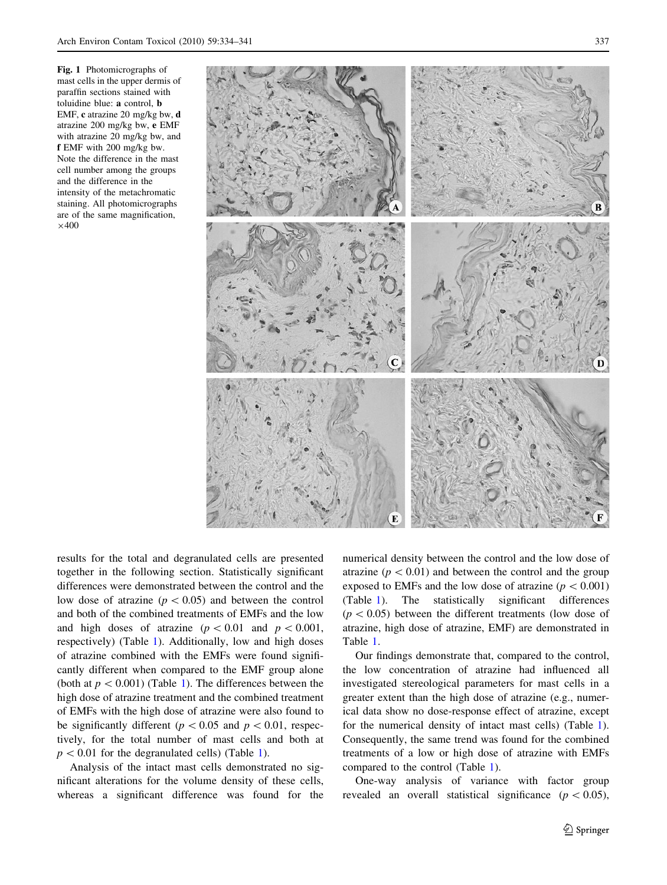Fig. 1 Photomicrographs of mast cells in the upper dermis of paraffin sections stained with toluidine blue: **a** control, **b** EMF, **c** atrazine 20 mg/kg bw, **d** atrazine 200 mg/kg bw, **e** EMF with atrazine 20 mg/kg bw, and **f** EMF with 200 mg/kg bw. Note the difference in the mast cell number among the groups and the difference in the intensity of the metachromatic staining. All photomicrographs are of the same magnification, ×400

results for the total and degranulated cells are presented together in the following section. Statistically significant differences were demonstrated between the control and the low dose of atrazine ($p < 0.05$) and between the control and both of the combined treatments of EMFs and the low and high doses of atrazine ($p < 0.01$ and $p < 0.001$, respectively) (Table 1). Additionally, low and high doses of atrazine combined with the EMFs were found significantly different when compared to the EMF group alone (both at $p < 0.001$) (Table 1). The differences between the high dose of atrazine treatment and the combined treatment of EMFs with the high dose of atrazine were also found to be significantly different ($p < 0.05$ and $p < 0.01$, respectively, for the total number of mast cells and both at $p < 0.01$ for the degranulated cells) (Table 1).

Analysis of the intact mast cells demonstrated no significant alterations for the volume density of these cells, whereas a significant difference was found for the numerical density between the control and the low dose of atrazine ($p < 0.01$) and between the control and the group exposed to EMFs and the low dose of atrazine ($p < 0.001$) (Table 1). The statistically significant differences ($p < 0.05$) between the different treatments (low dose of atrazine, high dose of atrazine, EMF) are demonstrated in Table 1.

Our findings demonstrate that, compared to the control, the low concentration of atrazine had influenced all investigated stereological parameters for mast cells in a greater extent than the high dose of atrazine (e.g., numerical data show no dose-response effect of atrazine, except for the numerical density of intact mast cells) (Table 1). Consequently, the same trend was found for the combined treatments of a low or high dose of atrazine with EMFs compared to the control (Table 1).

One-way analysis of variance with factor group revealed an overall statistical significance ($p < 0.05$),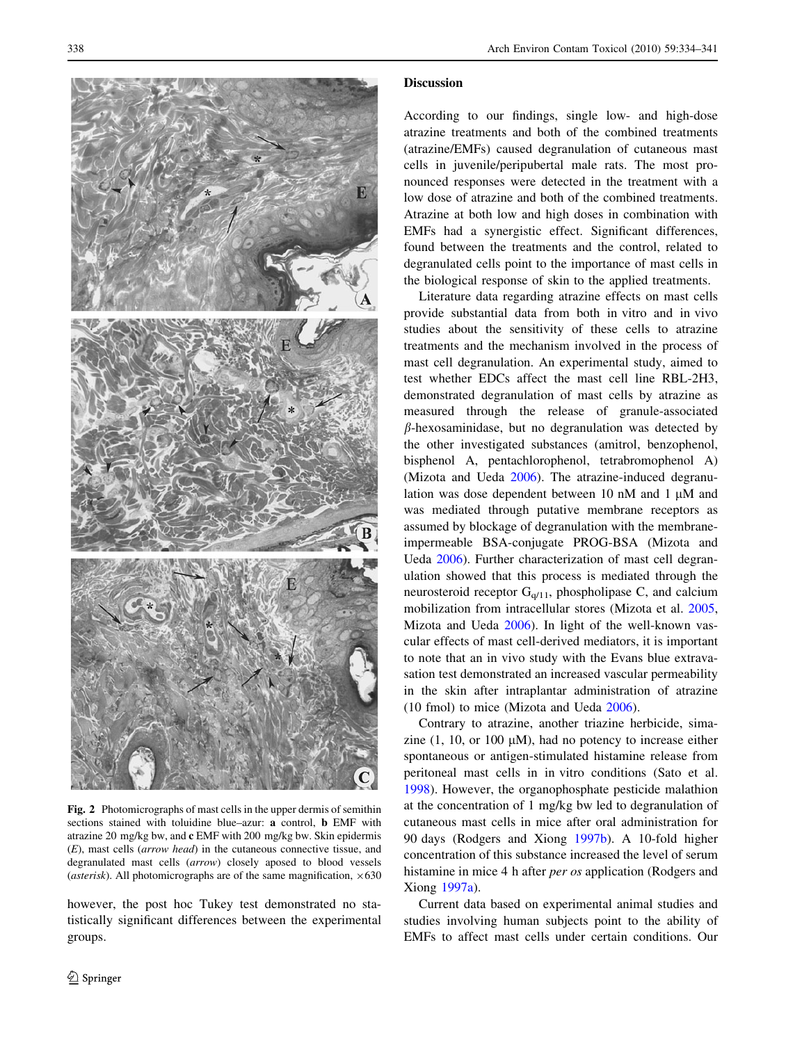Fig. 2 Photomicrographs of mast cells in the upper dermis of semithin sections stained with toluidine blue–azur: **a** control, **b** EMF with atrazine 20 mg/kg bw, and **c** EMF with 200 mg/kg bw. Skin epidermis (*E*), mast cells (*arrow head*) in the cutaneous connective tissue, and degranulated mast cells (*arrow*) closely aposed to blood vessels (*asterisk*). All photomicrographs are of the same magnification, ×630

however, the post hoc Tukey test demonstrated no statistically significant differences between the experimental groups.

## Discussion

According to our findings, single low- and high-dose atrazine treatments and both of the combined treatments (atrazine/EMFs) caused degranulation of cutaneous mast cells in juvenile/peripubertal male rats. The most pronounced responses were detected in the treatment with a low dose of atrazine and both of the combined treatments. Atrazine at both low and high doses in combination with EMFs had a synergistic effect. Significant differences, found between the treatments and the control, related to degranulated cells point to the importance of mast cells in the biological response of skin to the applied treatments.

Literature data regarding atrazine effects on mast cells provide substantial data from both in vitro and in vivo studies about the sensitivity of these cells to atrazine treatments and the mechanism involved in the process of mast cell degranulation. An experimental study, aimed to test whether EDCs affect the mast cell line RBL-2H3, demonstrated degranulation of mast cells by atrazine as measured through the release of granule-associated $\beta$-hexosaminidase, but no degranulation was detected by the other investigated substances (amitrol, benzophenol, bisphenol A, pentachlorophenol, tetrabromophenol A) (Mizota and Ueda 2006). The atrazine-induced degranulation was dose dependent between 10 nM and 1 μM and was mediated through putative membrane receptors as assumed by blockage of degranulation with the membrane-impermeable BSA-conjugate PROG-BSA (Mizota and Ueda 2006). Further characterization of mast cell degranulation showed that this process is mediated through the neurosteroid receptor $G_{q/11}$, phospholipase C, and calcium mobilization from intracellular stores (Mizota et al. 2005, Mizota and Ueda 2006). In light of the well-known vascular effects of mast cell-derived mediators, it is important to note that an in vivo study with the Evans blue extravasation test demonstrated an increased vascular permeability in the skin after intraplantar administration of atrazine (10 fmol) to mice (Mizota and Ueda 2006).

Contrary to atrazine, another triazine herbicide, simazine (1, 10, or 100 μM), had no potency to increase either spontaneous or antigen-stimulated histamine release from peritoneal mast cells in in vitro conditions (Sato et al. 1998). However, the organophosphate pesticide malathion at the concentration of 1 mg/kg bw led to degranulation of cutaneous mast cells in mice after oral administration for 90 days (Rodgers and Xiong 1997b). A 10-fold higher concentration of this substance increased the level of serum histamine in mice 4 h after *per os* application (Rodgers and Xiong 1997a).

Current data based on experimental animal studies and studies involving human subjects point to the ability of EMFs to affect mast cells under certain conditions. Our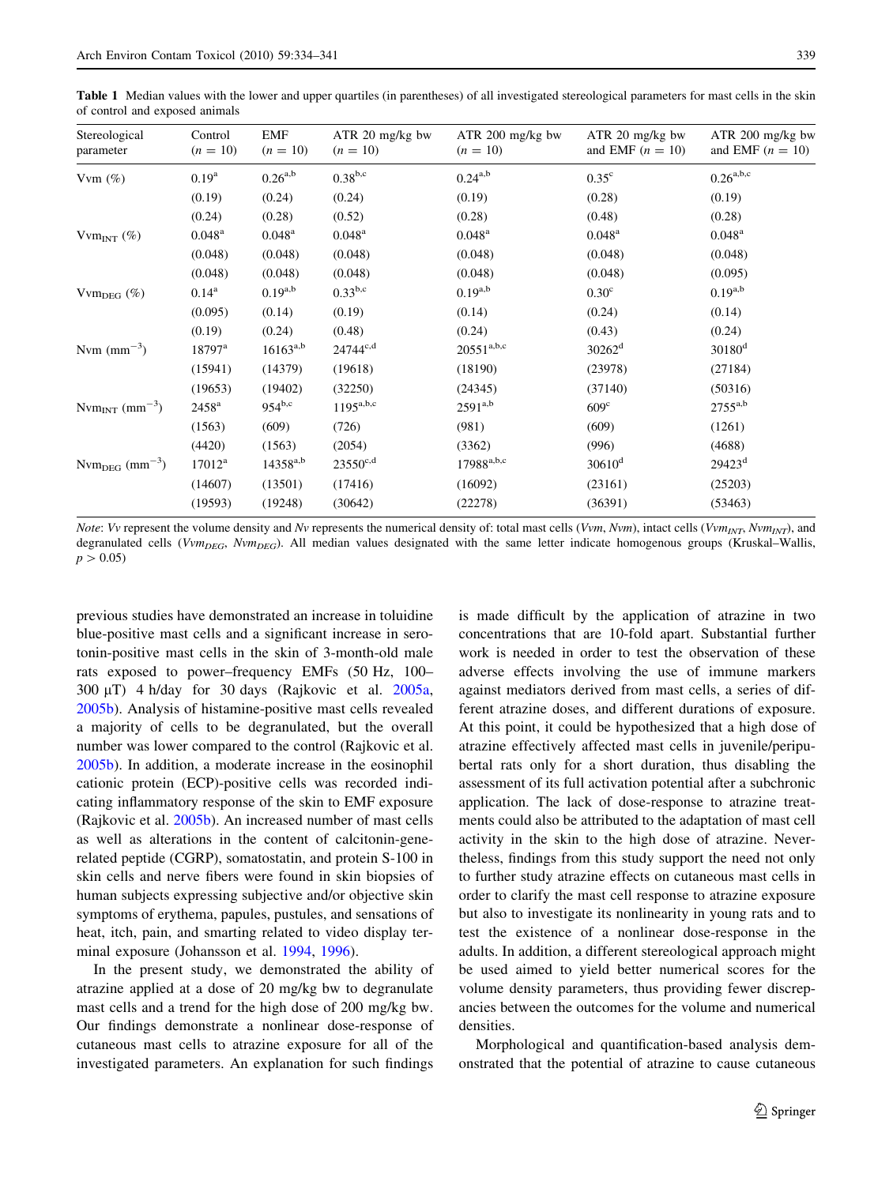**Table 1** Median values with the lower and upper quartiles (in parentheses) of all investigated stereological parameters for mast cells in the skin of control and exposed animals

| Stereological parameter | Control ($n = 10$) | EMF ($n = 10$) | ATR 20 mg/kg bw ($n = 10$) | ATR 200 mg/kg bw ($n = 10$) | ATR 20 mg/kg bw and EMF ($n = 10$) | ATR 200 mg/kg bw and EMF ($n = 10$) |
|---|---|---|---|---|---|---|
| Vvm (%) | $0.19^{a}$ | $0.26^{a,b}$ | $0.38^{b,c}$ | $0.24^{a,b}$ | $0.35^{c}$ | $0.26^{a,b,c}$ |
| | (0.19) | (0.24) | (0.24) | (0.19) | (0.28) | (0.19) |
| | (0.24) | (0.28) | (0.52) | (0.28) | (0.48) | (0.28) |
| $Vvm_{INT}$ (%) | $0.048^{a}$ | $0.048^{a}$ | $0.048^{a}$ | $0.048^{a}$ | $0.048^{a}$ | $0.048^{a}$ |
| | (0.048) | (0.048) | (0.048) | (0.048) | (0.048) | (0.048) |
| | (0.048) | (0.048) | (0.048) | (0.048) | (0.048) | (0.095) |
| $Vvm_{DEG}$ (%) | $0.14^{a}$ | $0.19^{a,b}$ | $0.33^{b,c}$ | $0.19^{a,b}$ | $0.30^{c}$ | $0.19^{a,b}$ |
| | (0.095) | (0.14) | (0.19) | (0.14) | (0.24) | (0.14) |
| | (0.19) | (0.24) | (0.48) | (0.24) | (0.43) | (0.24) |
| Nvm ($mm^{-3}$) | $18797^{a}$ | $16163^{a,b}$ | $24744^{c,d}$ | $20551^{a,b,c}$ | $30262^{d}$ | $30180^{d}$ |
| | (15941) | (14379) | (19618) | (18190) | (23978) | (27184) |
| | (19653) | (19402) | (32250) | (24345) | (37140) | (50316) |
| $Nvm_{INT}$ ($mm^{-3}$) | $2458^{a}$ | $954^{b,c}$ | $1195^{a,b,c}$ | $2591^{a,b}$ | $609^{c}$ | $2755^{a,b}$ |
| | (1563) | (609) | (726) | (981) | (609) | (1261) |
| | (4420) | (1563) | (2054) | (3362) | (996) | (4688) |
| $Nvm_{DEG}$ ($mm^{-3}$) | $17012^{a}$ | $14358^{a,b}$ | $23550^{c,d}$ | $17988^{a,b,c}$ | $30610^{d}$ | $29423^{d}$ |
| | (14607) | (13501) | (17416) | (16092) | (23161) | (25203) |
| | (19593) | (19248) | (30642) | (22278) | (36391) | (53463) |

*Note*: *Vv* represent the volume density and *Nv* represents the numerical density of: total mast cells (*Vvm*, *Nvm*), intact cells ($Vvm_{INT}$, $Nvm_{INT}$), and degranulated cells ($Vvm_{DEG}$, $Nvm_{DEG}$). All median values designated with the same letter indicate homogenous groups (Kruskal–Wallis, $p > 0.05$)

previous studies have demonstrated an increase in toluidine blue-positive mast cells and a significant increase in serotonin-positive mast cells in the skin of 3-month-old male rats exposed to power–frequency EMFs (50 Hz, 100–300 μT) 4 h/day for 30 days (Rajkovic et al. 2005a, 2005b). Analysis of histamine-positive mast cells revealed a majority of cells to be degranulated, but the overall number was lower compared to the control (Rajkovic et al. 2005b). In addition, a moderate increase in the eosinophil cationic protein (ECP)-positive cells was recorded indicating inflammatory response of the skin to EMF exposure (Rajkovic et al. 2005b). An increased number of mast cells as well as alterations in the content of calcitonin-gene-related peptide (CGRP), somatostatin, and protein S-100 in skin cells and nerve fibers were found in skin biopsies of human subjects expressing subjective and/or objective skin symptoms of erythema, papules, pustules, and sensations of heat, itch, pain, and smarting related to video display terminal exposure (Johansson et al. 1994, 1996).

In the present study, we demonstrated the ability of atrazine applied at a dose of 20 mg/kg bw to degranulate mast cells and a trend for the high dose of 200 mg/kg bw. Our findings demonstrate a nonlinear dose-response of cutaneous mast cells to atrazine exposure for all of the investigated parameters. An explanation for such findings is made difficult by the application of atrazine in two concentrations that are 10-fold apart. Substantial further work is needed in order to test the observation of these adverse effects involving the use of immune markers against mediators derived from mast cells, a series of different atrazine doses, and different durations of exposure. At this point, it could be hypothesized that a high dose of atrazine effectively affected mast cells in juvenile/peripubertal rats only for a short duration, thus disabling the assessment of its full activation potential after a subchronic application. The lack of dose-response to atrazine treatments could also be attributed to the adaptation of mast cell activity in the skin to the high dose of atrazine. Nevertheless, findings from this study support the need not only to further study atrazine effects on cutaneous mast cells in order to clarify the mast cell response to atrazine exposure but also to investigate its nonlinearity in young rats and to test the existence of a nonlinear dose-response in the adults. In addition, a different stereological approach might be used aimed to yield better numerical scores for the volume density parameters, thus providing fewer discrepancies between the outcomes for the volume and numerical densities.

Morphological and quantification-based analysis demonstrated that the potential of atrazine to cause cutaneous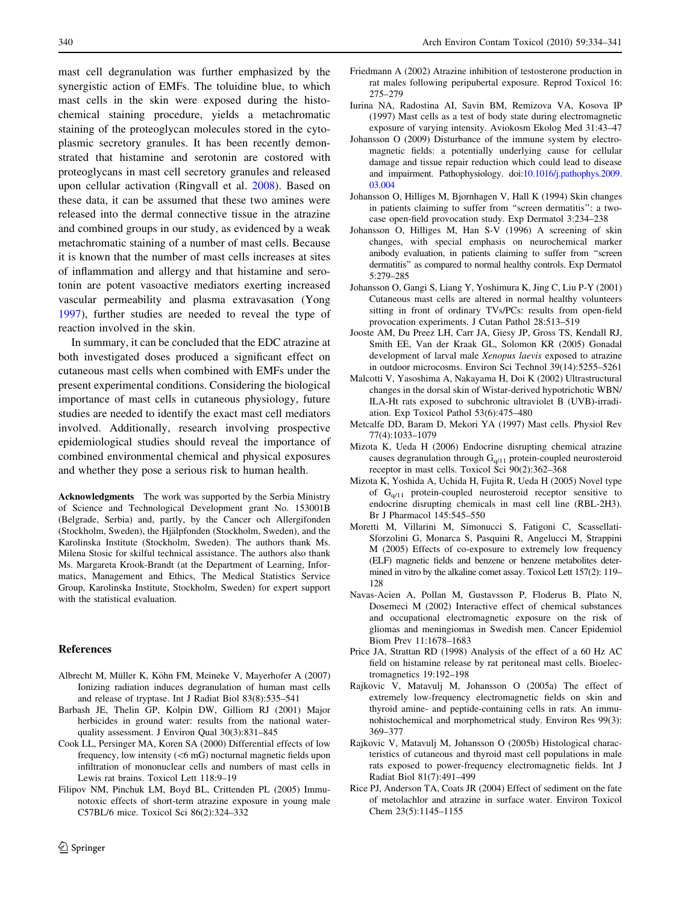mast cell degranulation was further emphasized by the synergistic action of EMFs. The toluidine blue, to which mast cells in the skin were exposed during the histochemical staining procedure, yields a metachromatic staining of the proteoglycan molecules stored in the cytoplasmic secretory granules. It has been recently demonstrated that histamine and serotonin are costored with proteoglycans in mast cell secretory granules and released upon cellular activation (Ringvall et al. 2008). Based on these data, it can be assumed that these two amines were released into the dermal connective tissue in the atrazine and combined groups in our study, as evidenced by a weak metachromatic staining of a number of mast cells. Because it is known that the number of mast cells increases at sites of inflammation and allergy and that histamine and serotonin are potent vasoactive mediators exerting increased vascular permeability and plasma extravasation (Yong 1997), further studies are needed to reveal the type of reaction involved in the skin.

In summary, it can be concluded that the EDC atrazine at both investigated doses produced a significant effect on cutaneous mast cells when combined with EMFs under the present experimental conditions. Considering the biological importance of mast cells in cutaneous physiology, future studies are needed to identify the exact mast cell mediators involved. Additionally, research involving prospective epidemiological studies should reveal the importance of combined environmental chemical and physical exposures and whether they pose a serious risk to human health.

**Acknowledgments** The work was supported by the Serbia Ministry of Science and Technological Development grant No. 153001B (Belgrade, Serbia) and, partly, by the Cancer och Allergifonden (Stockholm, Sweden), the Hjälpfonden (Stockholm, Sweden), and the Karolinska Institute (Stockholm, Sweden). The authors thank Ms. Milena Stosic for skilful technical assistance. The authors also thank Ms. Margareta Krook-Brandt (at the Department of Learning, Informatics, Management and Ethics, The Medical Statistics Service Group, Karolinska Institute, Stockholm, Sweden) for expert support with the statistical evaluation.

## References

Albrecht M, Müller K, Köhn FM, Meineke V, Mayerhofer A (2007) Ionizing radiation induces degranulation of human mast cells and release of tryptase. Int J Radiat Biol 83(8):535–541

Barbash JE, Thelin GP, Kolpin DW, Gilliom RJ (2001) Major herbicides in ground water: results from the national water-quality assessment. J Environ Qual 30(3):831–845

Cook LL, Persinger MA, Koren SA (2000) Differential effects of low frequency, low intensity (<6 mG) nocturnal magnetic fields upon infiltration of mononuclear cells and numbers of mast cells in Lewis rat brains. Toxicol Lett 118:9–19

Filipov NM, Pinchuk LM, Boyd BL, Crittenden PL (2005) Immunotoxic effects of short-term atrazine exposure in young male C57BL/6 mice. Toxicol Sci 86(2):324–332

Friedmann A (2002) Atrazine inhibition of testosterone production in rat males following peripubertal exposure. Reprod Toxicol 16: 275–279

Iurina NA, Radostina AI, Savin BM, Remizova VA, Kosova IP (1997) Mast cells as a test of body state during electromagnetic exposure of varying intensity. Aviokosm Ekolog Med 31:43–47

Johansson O (2009) Disturbance of the immune system by electromagnetic fields: a potentially underlying cause for cellular damage and tissue repair reduction which could lead to disease and impairment. Pathophysiology. doi:10.1016/j.pathophys.2009.03.004

Johansson O, Hilliges M, Bjornhagen V, Hall K (1994) Skin changes in patients claiming to suffer from "screen dermatitis": a two-case open-field provocation study. Exp Dermatol 3:234–238

Johansson O, Hilliges M, Han S-V (1996) A screening of skin changes, with special emphasis on neurochemical marker anibody evaluation, in patients claiming to suffer from "screen dermatitis" as compared to normal healthy controls. Exp Dermatol 5:279–285

Johansson O, Gangi S, Liang Y, Yoshimura K, Jing C, Liu P-Y (2001) Cutaneous mast cells are altered in normal healthy volunteers sitting in front of ordinary TVs/PCs: results from open-field provocation experiments. J Cutan Pathol 28:513–519

Jooste AM, Du Preez LH, Carr JA, Giesy JP, Gross TS, Kendall RJ, Smith EE, Van der Kraak GL, Solomon KR (2005) Gonadal development of larval male *Xenopus laevis* exposed to atrazine in outdoor microcosms. Environ Sci Technol 39(14):5255–5261

Malcotti V, Yasoshima A, Nakayama H, Doi K (2002) Ultrastructural changes in the dorsal skin of Wistar-derived hypotrichotic WBN/ILA-Ht rats exposed to subchronic ultraviolet B (UVB)-irradiation. Exp Toxicol Pathol 53(6):475–480

Metcalfe DD, Baram D, Mekori YA (1997) Mast cells. Physiol Rev 77(4):1033–1079

Mizota K, Ueda H (2006) Endocrine disrupting chemical atrazine causes degranulation through $G_{q/11}$ protein-coupled neurosteroid receptor in mast cells. Toxicol Sci 90(2):362–368

Mizota K, Yoshida A, Uchida H, Fujita R, Ueda H (2005) Novel type of $G_{q/11}$ protein-coupled neurosteroid receptor sensitive to endocrine disrupting chemicals in mast cell line (RBL-2H3). Br J Pharmacol 145:545–550

Moretti M, Villarini M, Simonucci S, Fatigoni C, Scassellati-Sforzolini G, Monarca S, Pasquini R, Angelucci M, Strappini M (2005) Effects of co-exposure to extremely low frequency (ELF) magnetic fields and benzene or benzene metabolites determined in vitro by the alkaline comet assay. Toxicol Lett 157(2): 119–128

Navas-Acien A, Pollan M, Gustavsson P, Floderus B, Plato N, Dosemeci M (2002) Interactive effect of chemical substances and occupational electromagnetic exposure on the risk of gliomas and meningiomas in Swedish men. Cancer Epidemiol Biom Prev 11:1678–1683

Price JA, Strattan RD (1998) Analysis of the effect of a 60 Hz AC field on histamine release by rat peritoneal mast cells. Bioelectromagnetics 19:192–198

Rajkovic V, Matavulj M, Johansson O (2005a) The effect of extremely low-frequency electromagnetic fields on skin and thyroid amine- and peptide-containing cells in rats. An immunohistochemical and morphometrical study. Environ Res 99(3): 369–377

Rajkovic V, Matavulj M, Johansson O (2005b) Histological characteristics of cutaneous and thyroid mast cell populations in male rats exposed to power-frequency electromagnetic fields. Int J Radiat Biol 81(7):491–499

Rice PJ, Anderson TA, Coats JR (2004) Effect of sediment on the fate of metolachlor and atrazine in surface water. Environ Toxicol Chem 23(5):1145–1155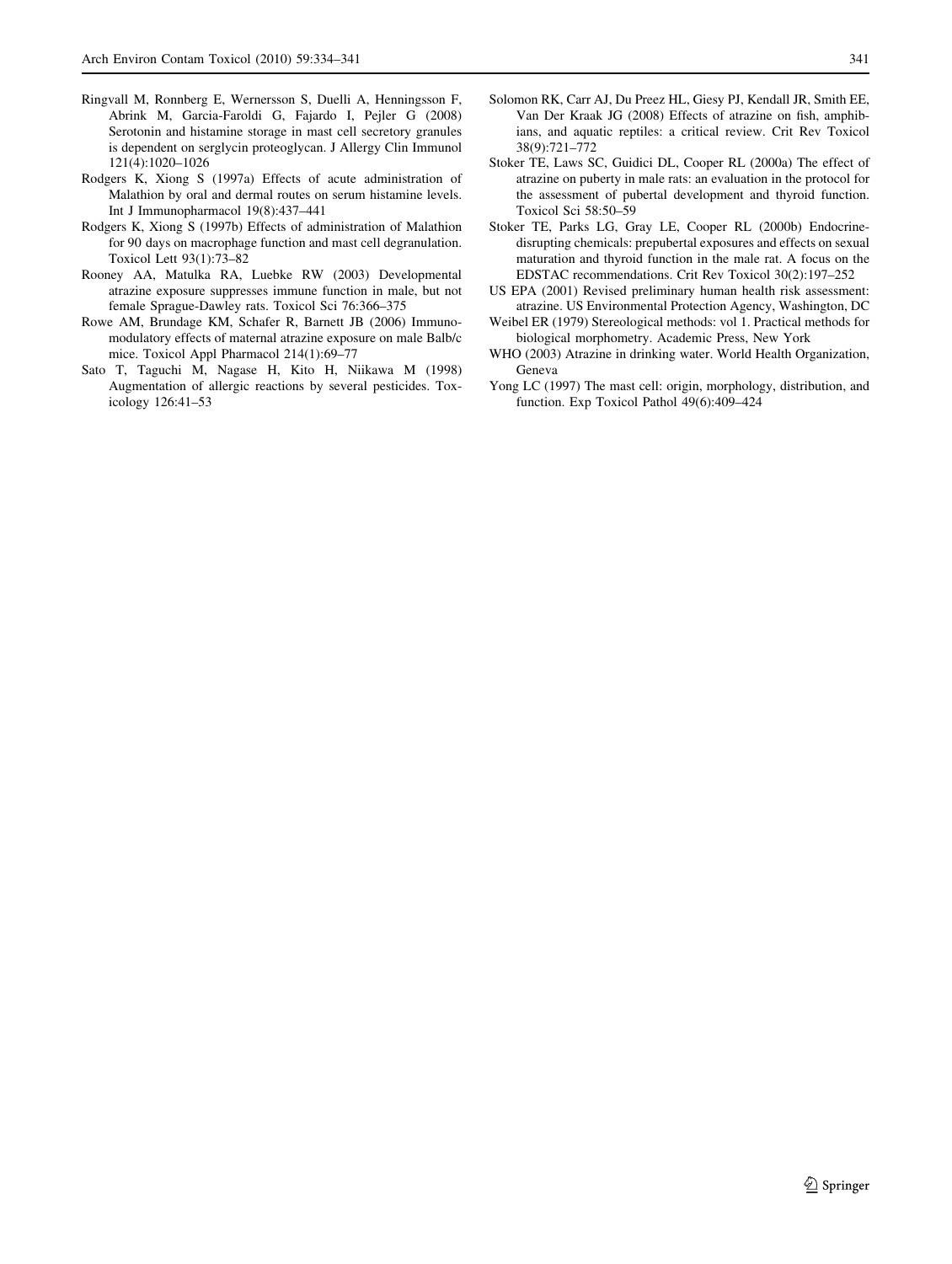Ringvall M, Ronnberg E, Wernersson S, Duelli A, Henningsson F, Abrink M, Garcia-Faroldi G, Fajardo I, Pejler G (2008) Serotonin and histamine storage in mast cell secretory granules is dependent on serglycin proteoglycan. J Allergy Clin Immunol 121(4):1020–1026

Rodgers K, Xiong S (1997a) Effects of acute administration of Malathion by oral and dermal routes on serum histamine levels. Int J Immunopharmacol 19(8):437–441

Rodgers K, Xiong S (1997b) Effects of administration of Malathion for 90 days on macrophage function and mast cell degranulation. Toxicol Lett 93(1):73–82

Rooney AA, Matulka RA, Luebke RW (2003) Developmental atrazine exposure suppresses immune function in male, but not female Sprague-Dawley rats. Toxicol Sci 76:366–375

Rowe AM, Brundage KM, Schafer R, Barnett JB (2006) Immunomodulatory effects of maternal atrazine exposure on male Balb/c mice. Toxicol Appl Pharmacol 214(1):69–77

Sato T, Taguchi M, Nagase H, Kito H, Niikawa M (1998) Augmentation of allergic reactions by several pesticides. Toxicology 126:41–53

Solomon RK, Carr AJ, Du Preez HL, Giesy PJ, Kendall JR, Smith EE, Van Der Kraak JG (2008) Effects of atrazine on fish, amphibians, and aquatic reptiles: a critical review. Crit Rev Toxicol 38(9):721–772

Stoker TE, Laws SC, Guidici DL, Cooper RL (2000a) The effect of atrazine on puberty in male rats: an evaluation in the protocol for the assessment of pubertal development and thyroid function. Toxicol Sci 58:50–59

Stoker TE, Parks LG, Gray LE, Cooper RL (2000b) Endocrine-disrupting chemicals: prepubertal exposures and effects on sexual maturation and thyroid function in the male rat. A focus on the EDSTAC recommendations. Crit Rev Toxicol 30(2):197–252

US EPA (2001) Revised preliminary human health risk assessment: atrazine. US Environmental Protection Agency, Washington, DC

Weibel ER (1979) Stereological methods: vol 1. Practical methods for biological morphometry. Academic Press, New York

WHO (2003) Atrazine in drinking water. World Health Organization, Geneva

Yong LC (1997) The mast cell: origin, morphology, distribution, and function. Exp Toxicol Pathol 49(6):409–424